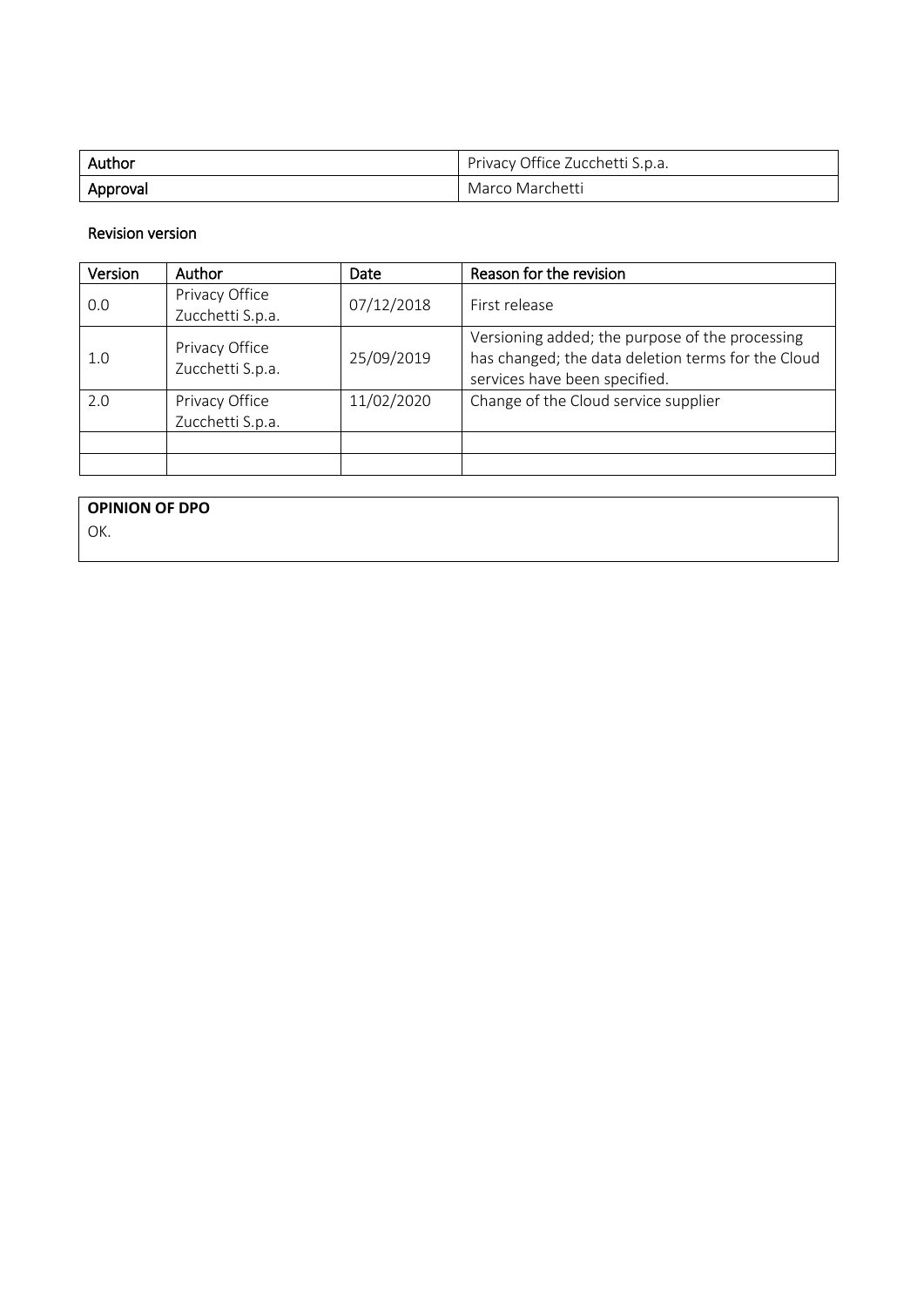| Author | Privacy Office Zucchetti S.p.a. |
| --- | --- |
| Approval | Marco Marchetti |

Revision version

| Version | Author | Date | Reason for the revision |
| --- | --- | --- | --- |
| 0.0 | Privacy Office Zucchetti S.p.a. | 07/12/2018 | First release |
| 1.0 | Privacy Office Zucchetti S.p.a. | 25/09/2019 | Versioning added; the purpose of the processing has changed; the data deletion terms for the Cloud services have been specified. |
| 2.0 | Privacy Office Zucchetti S.p.a. | 11/02/2020 | Change of the Cloud service supplier |
| | | | |
| | | | |

| **OPINION OF DPO** |
| --- |
| OK. |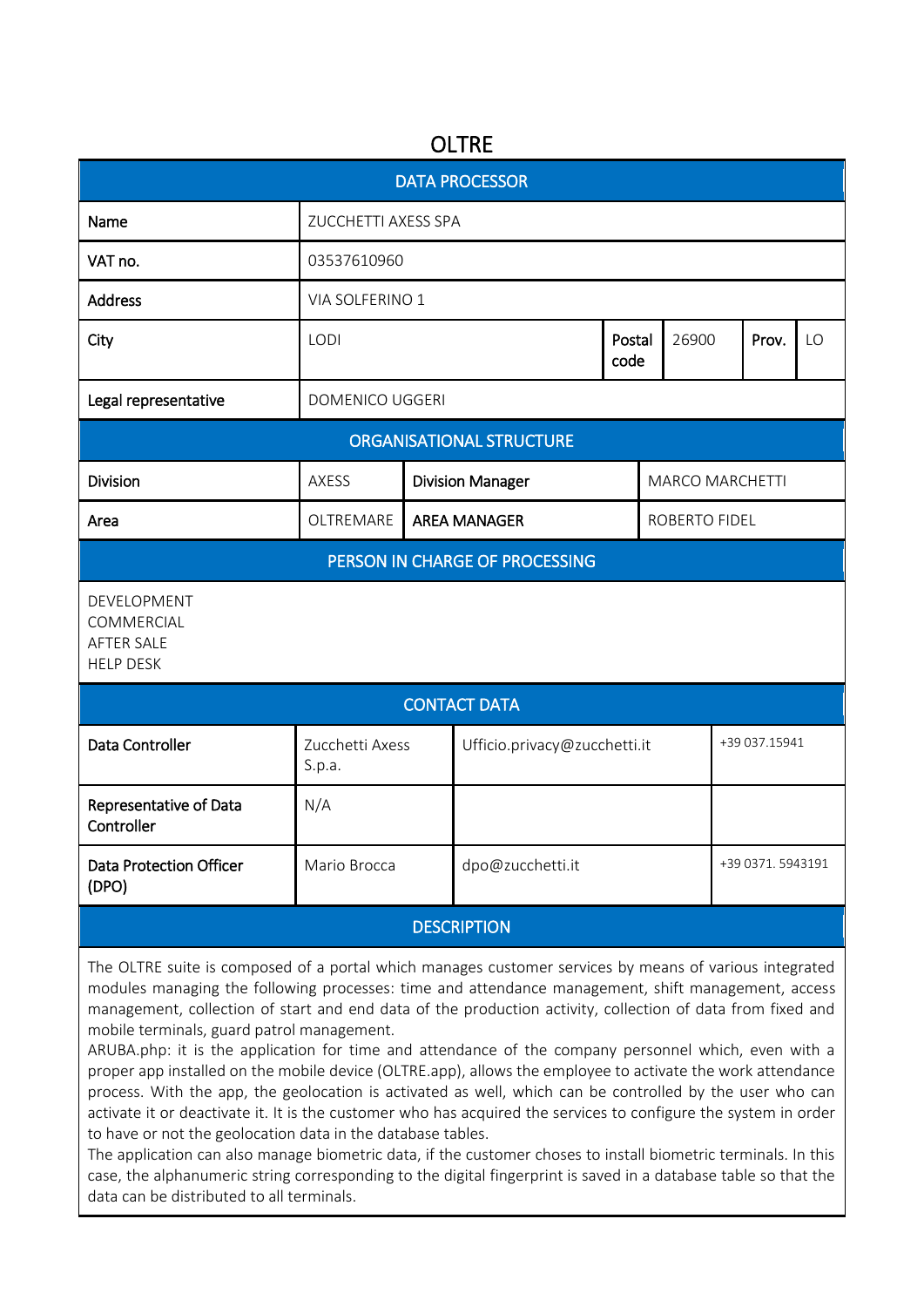# OLTRE

| DATA PROCESSOR | | | | | |
|---|---|---|---|---|---|
| Name | ZUCCHETTI AXESS SPA | | | | |
| VAT no. | 03537610960 | | | | |
| Address | VIA SOLFERINO 1 | | | | |
| City | LODI | Postal code | 26900 | Prov. | LO |
| Legal representative | DOMENICO UGGERI | | | | |

| ORGANISATIONAL STRUCTURE | | | |
|---|---|---|---|
| Division | AXESS | **Division Manager** | MARCO MARCHETTI |
| Area | OLTREMARE | **AREA MANAGER** | ROBERTO FIDEL |

**PERSON IN CHARGE OF PROCESSING**

DEVELOPMENT
COMMERCIAL
AFTER SALE
HELP DESK

| CONTACT DATA | | | |
|---|---|---|---|
| Data Controller | Zucchetti Axess S.p.a. | Ufficio.privacy@zucchetti.it | +39 037.15941 |
| Representative of Data Controller | N/A | | |
| Data Protection Officer (DPO) | Mario Brocca | dpo@zucchetti.it | +39 0371. 5943191 |

**DESCRIPTION**

The OLTRE suite is composed of a portal which manages customer services by means of various integrated modules managing the following processes: time and attendance management, shift management, access management, collection of start and end data of the production activity, collection of data from fixed and mobile terminals, guard patrol management.
ARUBA.php: it is the application for time and attendance of the company personnel which, even with a proper app installed on the mobile device (OLTRE.app), allows the employee to activate the work attendance process. With the app, the geolocation is activated as well, which can be controlled by the user who can activate it or deactivate it. It is the customer who has acquired the services to configure the system in order to have or not the geolocation data in the database tables.
The application can also manage biometric data, if the customer choses to install biometric terminals. In this case, the alphanumeric string corresponding to the digital fingerprint is saved in a database table so that the data can be distributed to all terminals.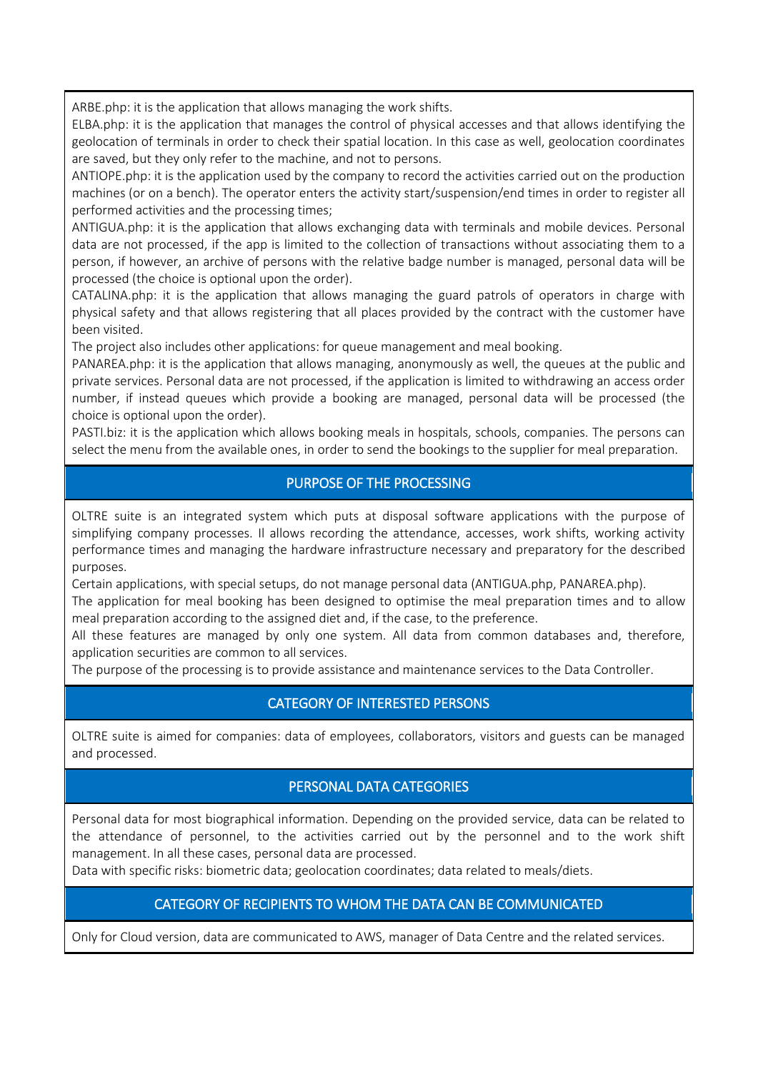ARBE.php: it is the application that allows managing the work shifts.
ELBA.php: it is the application that manages the control of physical accesses and that allows identifying the geolocation of terminals in order to check their spatial location. In this case as well, geolocation coordinates are saved, but they only refer to the machine, and not to persons.
ANTIOPE.php: it is the application used by the company to record the activities carried out on the production machines (or on a bench). The operator enters the activity start/suspension/end times in order to register all performed activities and the processing times;
ANTIGUA.php: it is the application that allows exchanging data with terminals and mobile devices. Personal data are not processed, if the app is limited to the collection of transactions without associating them to a person, if however, an archive of persons with the relative badge number is managed, personal data will be processed (the choice is optional upon the order).
CATALINA.php: it is the application that allows managing the guard patrols of operators in charge with physical safety and that allows registering that all places provided by the contract with the customer have been visited.
The project also includes other applications: for queue management and meal booking.
PANAREA.php: it is the application that allows managing, anonymously as well, the queues at the public and private services. Personal data are not processed, if the application is limited to withdrawing an access order number, if instead queues which provide a booking are managed, personal data will be processed (the choice is optional upon the order).
PASTI.biz: it is the application which allows booking meals in hospitals, schools, companies. The persons can select the menu from the available ones, in order to send the bookings to the supplier for meal preparation.

## PURPOSE OF THE PROCESSING

OLTRE suite is an integrated system which puts at disposal software applications with the purpose of simplifying company processes. Il allows recording the attendance, accesses, work shifts, working activity performance times and managing the hardware infrastructure necessary and preparatory for the described purposes.
Certain applications, with special setups, do not manage personal data (ANTIGUA.php, PANAREA.php).
The application for meal booking has been designed to optimise the meal preparation times and to allow meal preparation according to the assigned diet and, if the case, to the preference.
All these features are managed by only one system. All data from common databases and, therefore, application securities are common to all services.
The purpose of the processing is to provide assistance and maintenance services to the Data Controller.

## CATEGORY OF INTERESTED PERSONS

OLTRE suite is aimed for companies: data of employees, collaborators, visitors and guests can be managed and processed.

## PERSONAL DATA CATEGORIES

Personal data for most biographical information. Depending on the provided service, data can be related to the attendance of personnel, to the activities carried out by the personnel and to the work shift management. In all these cases, personal data are processed.
Data with specific risks: biometric data; geolocation coordinates; data related to meals/diets.

## CATEGORY OF RECIPIENTS TO WHOM THE DATA CAN BE COMMUNICATED

Only for Cloud version, data are communicated to AWS, manager of Data Centre and the related services.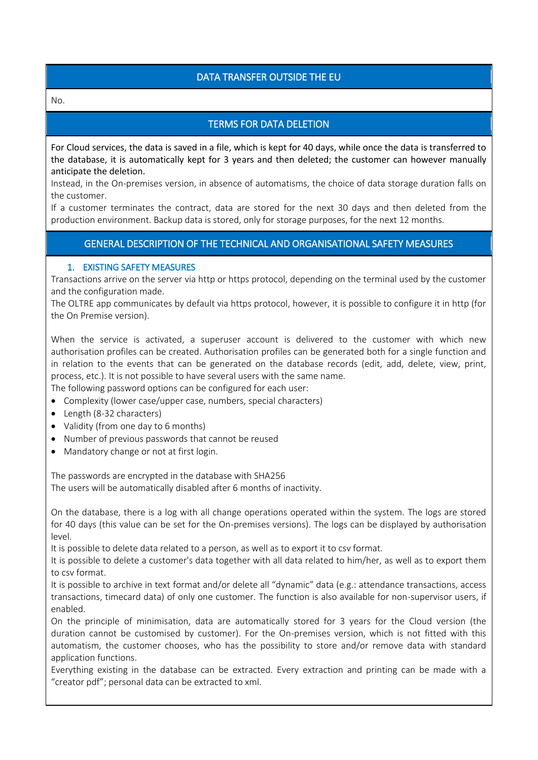## DATA TRANSFER OUTSIDE THE EU

No.

## TERMS FOR DATA DELETION

For Cloud services, the data is saved in a file, which is kept for 40 days, while once the data is transferred to the database, it is automatically kept for 3 years and then deleted; the customer can however manually anticipate the deletion.

Instead, in the On-premises version, in absence of automatisms, the choice of data storage duration falls on the customer.

If a customer terminates the contract, data are stored for the next 30 days and then deleted from the production environment. Backup data is stored, only for storage purposes, for the next 12 months.

## GENERAL DESCRIPTION OF THE TECHNICAL AND ORGANISATIONAL SAFETY MEASURES

### 1. EXISTING SAFETY MEASURES

Transactions arrive on the server via http or https protocol, depending on the terminal used by the customer and the configuration made.

The OLTRE app communicates by default via https protocol, however, it is possible to configure it in http (for the On Premise version).

When the service is activated, a superuser account is delivered to the customer with which new authorisation profiles can be created. Authorisation profiles can be generated both for a single function and in relation to the events that can be generated on the database records (edit, add, delete, view, print, process, etc.). It is not possible to have several users with the same name.

The following password options can be configured for each user:

- Complexity (lower case/upper case, numbers, special characters)
- Length (8-32 characters)
- Validity (from one day to 6 months)
- Number of previous passwords that cannot be reused
- Mandatory change or not at first login.

The passwords are encrypted in the database with SHA256

The users will be automatically disabled after 6 months of inactivity.

On the database, there is a log with all change operations operated within the system. The logs are stored for 40 days (this value can be set for the On-premises versions). The logs can be displayed by authorisation level.

It is possible to delete data related to a person, as well as to export it to csv format.

It is possible to delete a customer's data together with all data related to him/her, as well as to export them to csv format.

It is possible to archive in text format and/or delete all "dynamic" data (e.g.: attendance transactions, access transactions, timecard data) of only one customer. The function is also available for non-supervisor users, if enabled.

On the principle of minimisation, data are automatically stored for 3 years for the Cloud version (the duration cannot be customised by customer). For the On-premises version, which is not fitted with this automatism, the customer chooses, who has the possibility to store and/or remove data with standard application functions.

Everything existing in the database can be extracted. Every extraction and printing can be made with a "creator pdf"; personal data can be extracted to xml.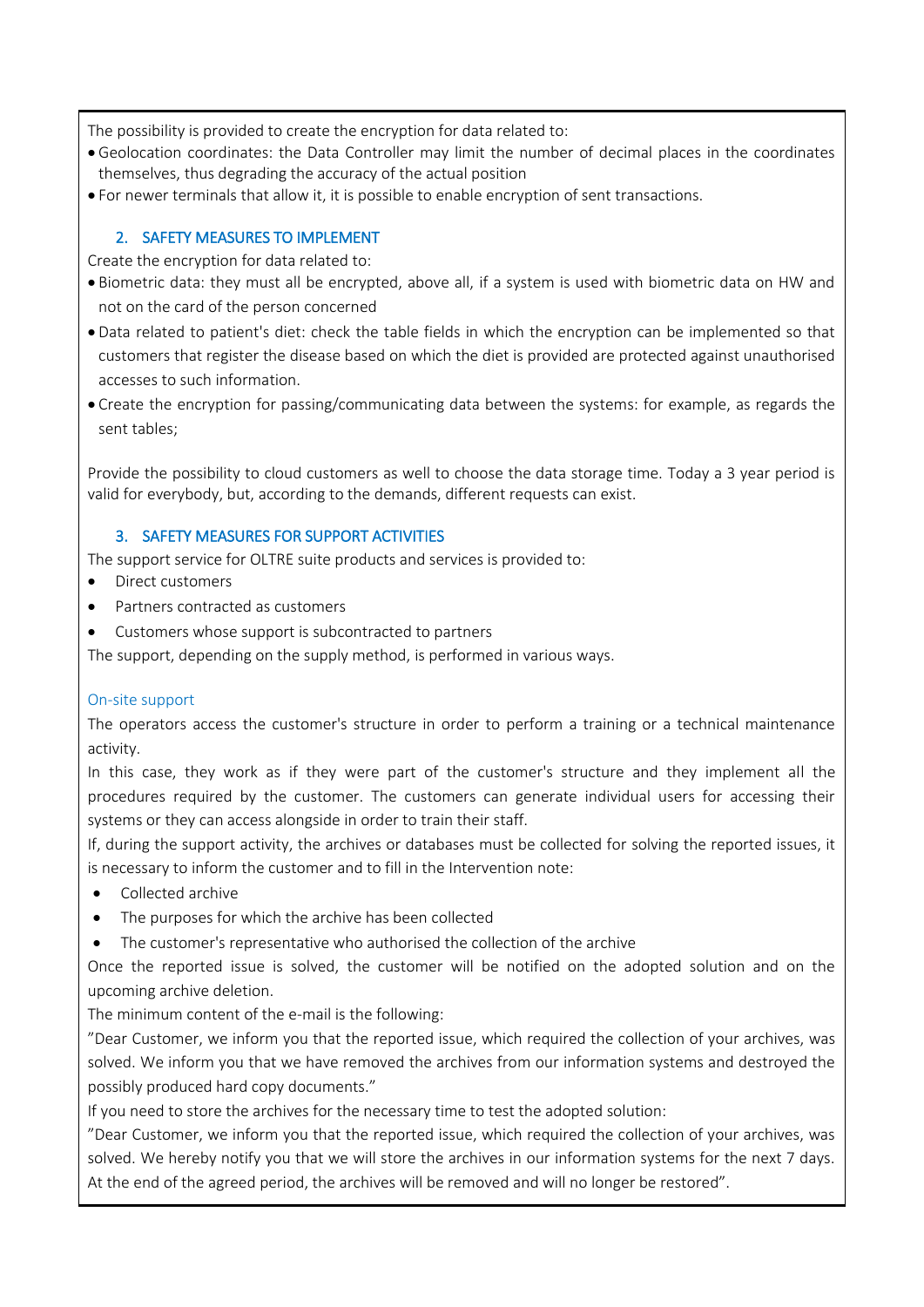The possibility is provided to create the encryption for data related to:

- Geolocation coordinates: the Data Controller may limit the number of decimal places in the coordinates themselves, thus degrading the accuracy of the actual position
- For newer terminals that allow it, it is possible to enable encryption of sent transactions.

## 2. SAFETY MEASURES TO IMPLEMENT

Create the encryption for data related to:

- Biometric data: they must all be encrypted, above all, if a system is used with biometric data on HW and not on the card of the person concerned
- Data related to patient's diet: check the table fields in which the encryption can be implemented so that customers that register the disease based on which the diet is provided are protected against unauthorised accesses to such information.
- Create the encryption for passing/communicating data between the systems: for example, as regards the sent tables;

Provide the possibility to cloud customers as well to choose the data storage time. Today a 3 year period is valid for everybody, but, according to the demands, different requests can exist.

## 3. SAFETY MEASURES FOR SUPPORT ACTIVITIES

The support service for OLTRE suite products and services is provided to:

- Direct customers
- Partners contracted as customers
- Customers whose support is subcontracted to partners

The support, depending on the supply method, is performed in various ways.

### On-site support

The operators access the customer's structure in order to perform a training or a technical maintenance activity.

In this case, they work as if they were part of the customer's structure and they implement all the procedures required by the customer. The customers can generate individual users for accessing their systems or they can access alongside in order to train their staff.

If, during the support activity, the archives or databases must be collected for solving the reported issues, it is necessary to inform the customer and to fill in the Intervention note:

- Collected archive
- The purposes for which the archive has been collected
- The customer's representative who authorised the collection of the archive

Once the reported issue is solved, the customer will be notified on the adopted solution and on the upcoming archive deletion.

The minimum content of the e-mail is the following:

"Dear Customer, we inform you that the reported issue, which required the collection of your archives, was solved. We inform you that we have removed the archives from our information systems and destroyed the possibly produced hard copy documents."

If you need to store the archives for the necessary time to test the adopted solution:

"Dear Customer, we inform you that the reported issue, which required the collection of your archives, was solved. We hereby notify you that we will store the archives in our information systems for the next 7 days. At the end of the agreed period, the archives will be removed and will no longer be restored".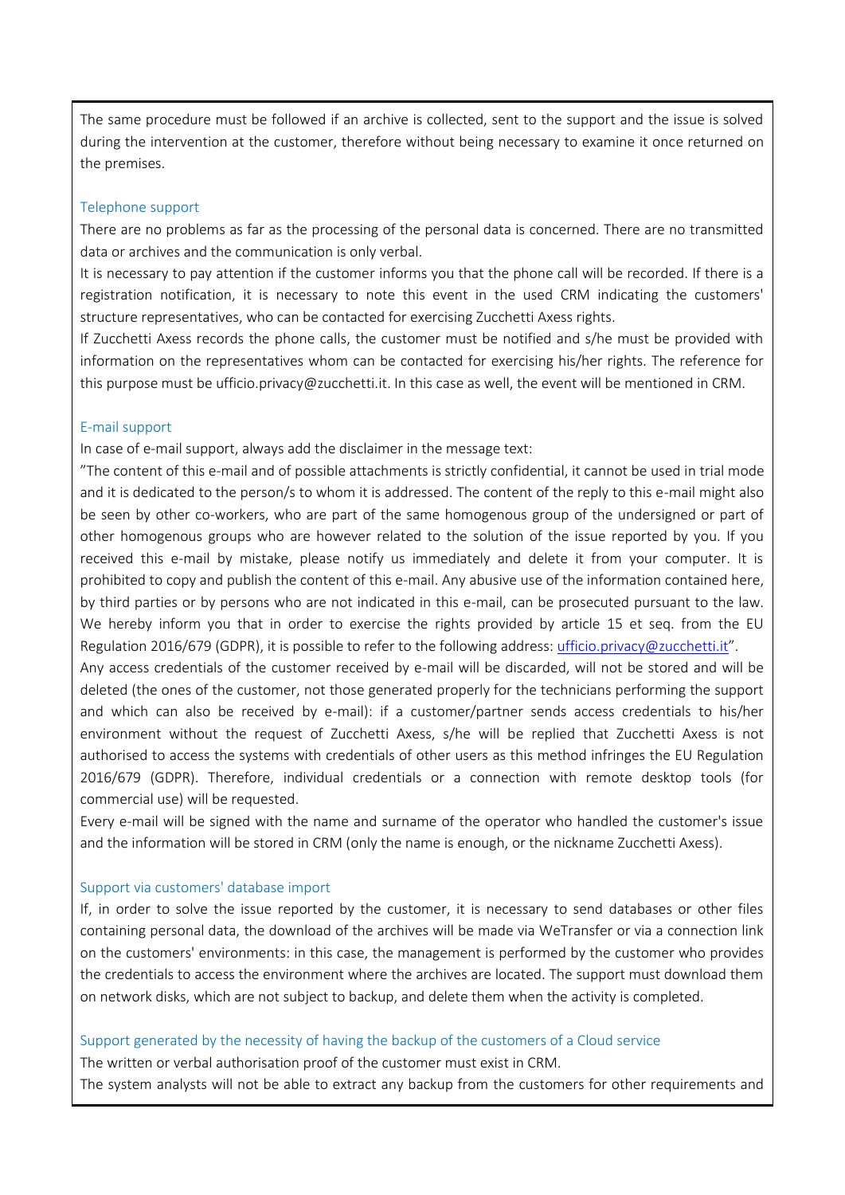The same procedure must be followed if an archive is collected, sent to the support and the issue is solved during the intervention at the customer, therefore without being necessary to examine it once returned on the premises.

### Telephone support

There are no problems as far as the processing of the personal data is concerned. There are no transmitted data or archives and the communication is only verbal.

It is necessary to pay attention if the customer informs you that the phone call will be recorded. If there is a registration notification, it is necessary to note this event in the used CRM indicating the customers' structure representatives, who can be contacted for exercising Zucchetti Axess rights.

If Zucchetti Axess records the phone calls, the customer must be notified and s/he must be provided with information on the representatives whom can be contacted for exercising his/her rights. The reference for this purpose must be ufficio.privacy@zucchetti.it. In this case as well, the event will be mentioned in CRM.

### E-mail support

In case of e-mail support, always add the disclaimer in the message text:

"The content of this e-mail and of possible attachments is strictly confidential, it cannot be used in trial mode and it is dedicated to the person/s to whom it is addressed. The content of the reply to this e-mail might also be seen by other co-workers, who are part of the same homogenous group of the undersigned or part of other homogenous groups who are however related to the solution of the issue reported by you. If you received this e-mail by mistake, please notify us immediately and delete it from your computer. It is prohibited to copy and publish the content of this e-mail. Any abusive use of the information contained here, by third parties or by persons who are not indicated in this e-mail, can be prosecuted pursuant to the law. We hereby inform you that in order to exercise the rights provided by article 15 et seq. from the EU Regulation 2016/679 (GDPR), it is possible to refer to the following address: [ufficio.privacy@zucchetti.it](mailto:ufficio.privacy@zucchetti.it)".

Any access credentials of the customer received by e-mail will be discarded, will not be stored and will be deleted (the ones of the customer, not those generated properly for the technicians performing the support and which can also be received by e-mail): if a customer/partner sends access credentials to his/her environment without the request of Zucchetti Axess, s/he will be replied that Zucchetti Axess is not authorised to access the systems with credentials of other users as this method infringes the EU Regulation 2016/679 (GDPR). Therefore, individual credentials or a connection with remote desktop tools (for commercial use) will be requested.

Every e-mail will be signed with the name and surname of the operator who handled the customer's issue and the information will be stored in CRM (only the name is enough, or the nickname Zucchetti Axess).

### Support via customers' database import

If, in order to solve the issue reported by the customer, it is necessary to send databases or other files containing personal data, the download of the archives will be made via WeTransfer or via a connection link on the customers' environments: in this case, the management is performed by the customer who provides the credentials to access the environment where the archives are located. The support must download them on network disks, which are not subject to backup, and delete them when the activity is completed.

### Support generated by the necessity of having the backup of the customers of a Cloud service

The written or verbal authorisation proof of the customer must exist in CRM.

The system analysts will not be able to extract any backup from the customers for other requirements and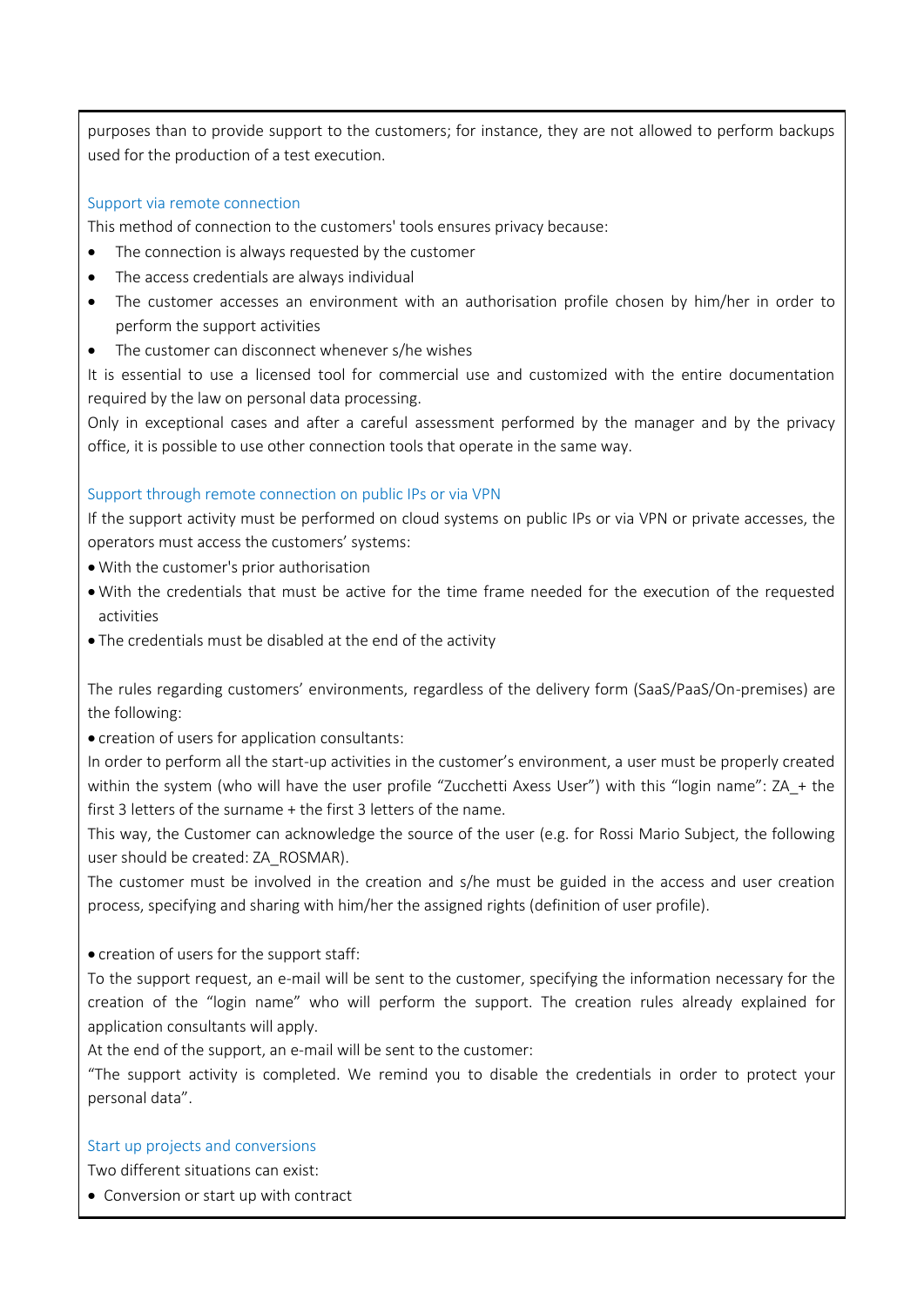purposes than to provide support to the customers; for instance, they are not allowed to perform backups used for the production of a test execution.

### Support via remote connection

This method of connection to the customers' tools ensures privacy because:

- The connection is always requested by the customer
- The access credentials are always individual
- The customer accesses an environment with an authorisation profile chosen by him/her in order to perform the support activities
- The customer can disconnect whenever s/he wishes

It is essential to use a licensed tool for commercial use and customized with the entire documentation required by the law on personal data processing.

Only in exceptional cases and after a careful assessment performed by the manager and by the privacy office, it is possible to use other connection tools that operate in the same way.

### Support through remote connection on public IPs or via VPN

If the support activity must be performed on cloud systems on public IPs or via VPN or private accesses, the operators must access the customers' systems:

- With the customer's prior authorisation
- With the credentials that must be active for the time frame needed for the execution of the requested activities
- The credentials must be disabled at the end of the activity

The rules regarding customers' environments, regardless of the delivery form (SaaS/PaaS/On-premises) are the following:

- creation of users for application consultants:

In order to perform all the start-up activities in the customer's environment, a user must be properly created within the system (who will have the user profile "Zucchetti Axess User") with this "login name": ZA_+ the first 3 letters of the surname + the first 3 letters of the name.

This way, the Customer can acknowledge the source of the user (e.g. for Rossi Mario Subject, the following user should be created: ZA_ROSMAR).

The customer must be involved in the creation and s/he must be guided in the access and user creation process, specifying and sharing with him/her the assigned rights (definition of user profile).

- creation of users for the support staff:

To the support request, an e-mail will be sent to the customer, specifying the information necessary for the creation of the "login name" who will perform the support. The creation rules already explained for application consultants will apply.

At the end of the support, an e-mail will be sent to the customer:

"The support activity is completed. We remind you to disable the credentials in order to protect your personal data".

### Start up projects and conversions

Two different situations can exist:

- Conversion or start up with contract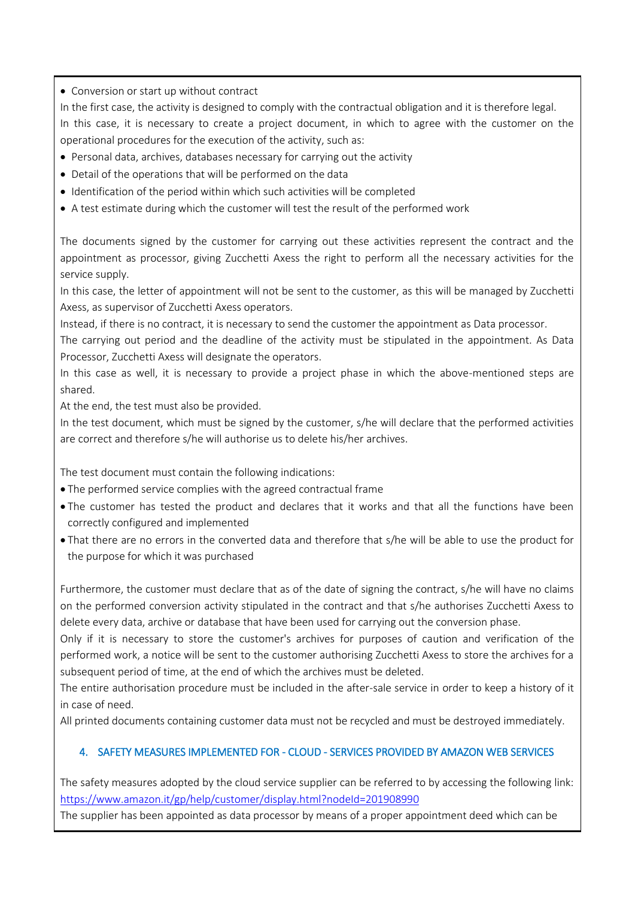- Conversion or start up without contract

In the first case, the activity is designed to comply with the contractual obligation and it is therefore legal.
In this case, it is necessary to create a project document, in which to agree with the customer on the operational procedures for the execution of the activity, such as:

- Personal data, archives, databases necessary for carrying out the activity
- Detail of the operations that will be performed on the data
- Identification of the period within which such activities will be completed
- A test estimate during which the customer will test the result of the performed work

The documents signed by the customer for carrying out these activities represent the contract and the appointment as processor, giving Zucchetti Axess the right to perform all the necessary activities for the service supply.
In this case, the letter of appointment will not be sent to the customer, as this will be managed by Zucchetti Axess, as supervisor of Zucchetti Axess operators.
Instead, if there is no contract, it is necessary to send the customer the appointment as Data processor.
The carrying out period and the deadline of the activity must be stipulated in the appointment. As Data Processor, Zucchetti Axess will designate the operators.
In this case as well, it is necessary to provide a project phase in which the above-mentioned steps are shared.
At the end, the test must also be provided.
In the test document, which must be signed by the customer, s/he will declare that the performed activities are correct and therefore s/he will authorise us to delete his/her archives.

The test document must contain the following indications:

- The performed service complies with the agreed contractual frame
- The customer has tested the product and declares that it works and that all the functions have been correctly configured and implemented
- That there are no errors in the converted data and therefore that s/he will be able to use the product for the purpose for which it was purchased

Furthermore, the customer must declare that as of the date of signing the contract, s/he will have no claims on the performed conversion activity stipulated in the contract and that s/he authorises Zucchetti Axess to delete every data, archive or database that have been used for carrying out the conversion phase.
Only if it is necessary to store the customer's archives for purposes of caution and verification of the performed work, a notice will be sent to the customer authorising Zucchetti Axess to store the archives for a subsequent period of time, at the end of which the archives must be deleted.
The entire authorisation procedure must be included in the after-sale service in order to keep a history of it in case of need.
All printed documents containing customer data must not be recycled and must be destroyed immediately.

## 4. SAFETY MEASURES IMPLEMENTED FOR - CLOUD - SERVICES PROVIDED BY AMAZON WEB SERVICES

The safety measures adopted by the cloud service supplier can be referred to by accessing the following link: https://www.amazon.it/gp/help/customer/display.html?nodeId=201908990
The supplier has been appointed as data processor by means of a proper appointment deed which can be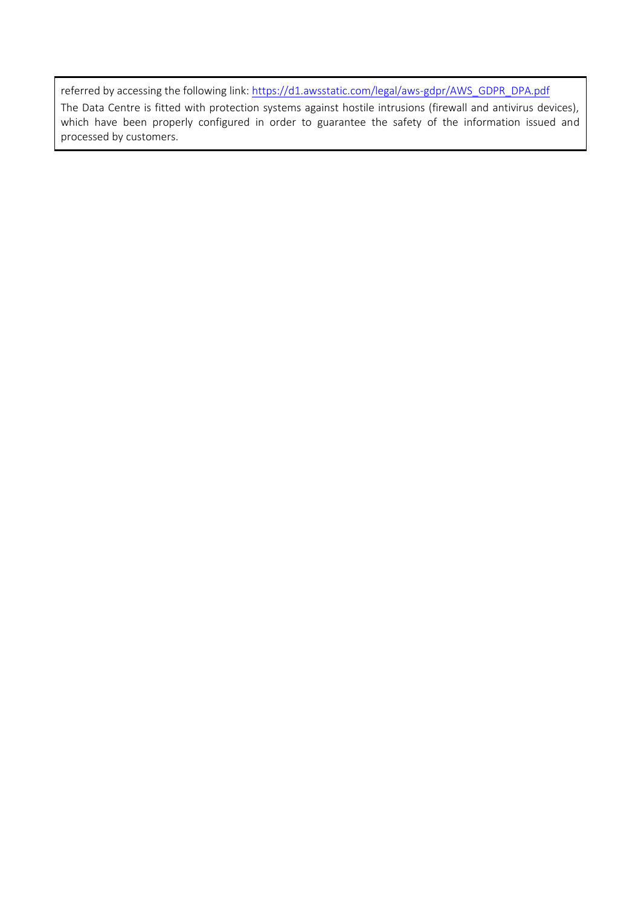referred by accessing the following link: [https://d1.awsstatic.com/legal/aws-gdpr/AWS_GDPR_DPA.pdf](https://d1.awsstatic.com/legal/aws-gdpr/AWS_GDPR_DPA.pdf)

The Data Centre is fitted with protection systems against hostile intrusions (firewall and antivirus devices), which have been properly configured in order to guarantee the safety of the information issued and processed by customers.